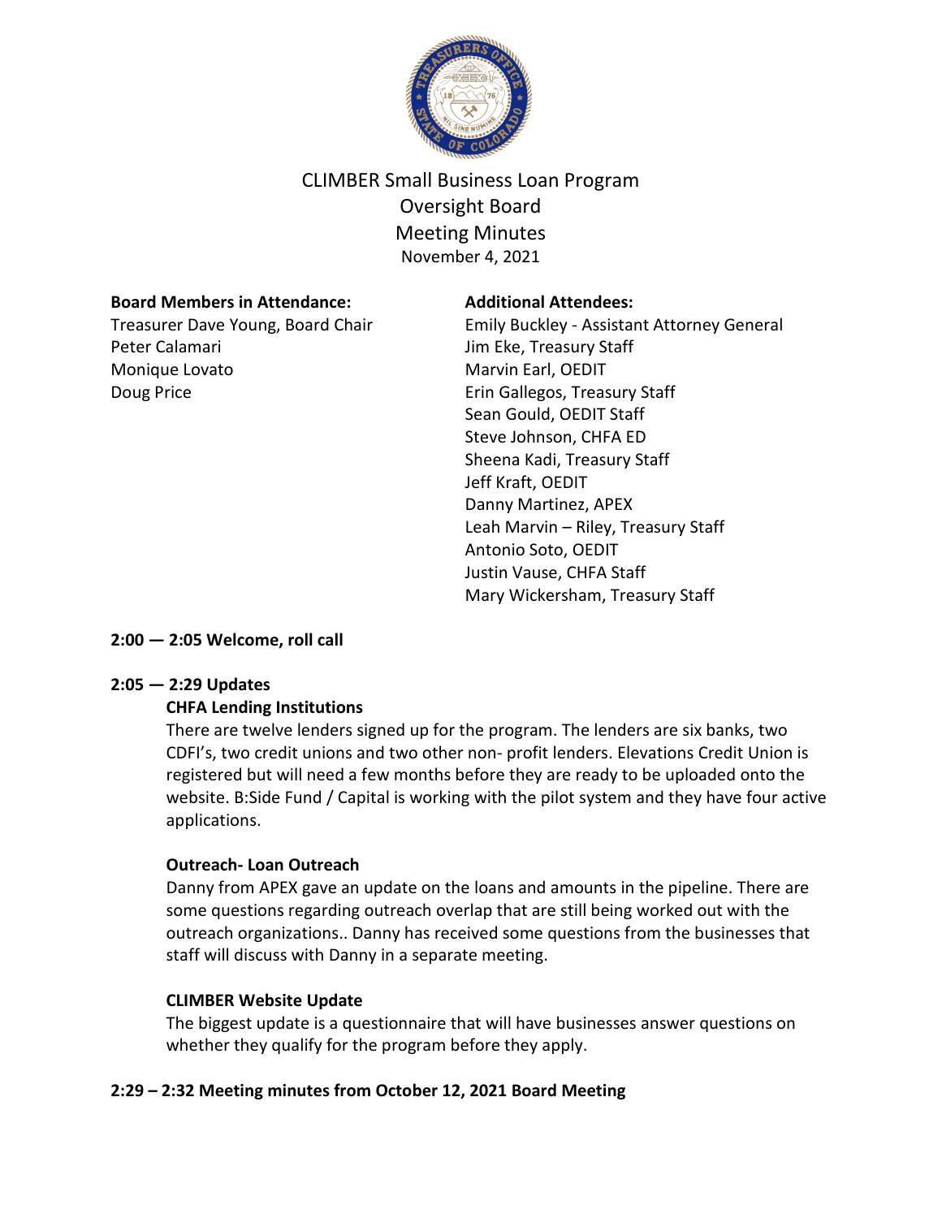# CLIMBER Small Business Loan Program
## Oversight Board
## Meeting Minutes
November 4, 2021

**Board Members in Attendance:**
Treasurer Dave Young, Board Chair
Peter Calamari
Monique Lovato
Doug Price

**Additional Attendees:**
Emily Buckley - Assistant Attorney General
Jim Eke, Treasury Staff
Marvin Earl, OEDIT
Erin Gallegos, Treasury Staff
Sean Gould, OEDIT Staff
Steve Johnson, CHFA ED
Sheena Kadi, Treasury Staff
Jeff Kraft, OEDIT
Danny Martinez, APEX
Leah Marvin – Riley, Treasury Staff
Antonio Soto, OEDIT
Justin Vause, CHFA Staff
Mary Wickersham, Treasury Staff

**2:00 — 2:05 Welcome, roll call**

**2:05 — 2:29 Updates**

**CHFA Lending Institutions**

There are twelve lenders signed up for the program. The lenders are six banks, two CDFI's, two credit unions and two other non- profit lenders. Elevations Credit Union is registered but will need a few months before they are ready to be uploaded onto the website. B:Side Fund / Capital is working with the pilot system and they have four active applications.

**Outreach- Loan Outreach**

Danny from APEX gave an update on the loans and amounts in the pipeline. There are some questions regarding outreach overlap that are still being worked out with the outreach organizations.. Danny has received some questions from the businesses that staff will discuss with Danny in a separate meeting.

**CLIMBER Website Update**

The biggest update is a questionnaire that will have businesses answer questions on whether they qualify for the program before they apply.

**2:29 – 2:32 Meeting minutes from October 12, 2021 Board Meeting**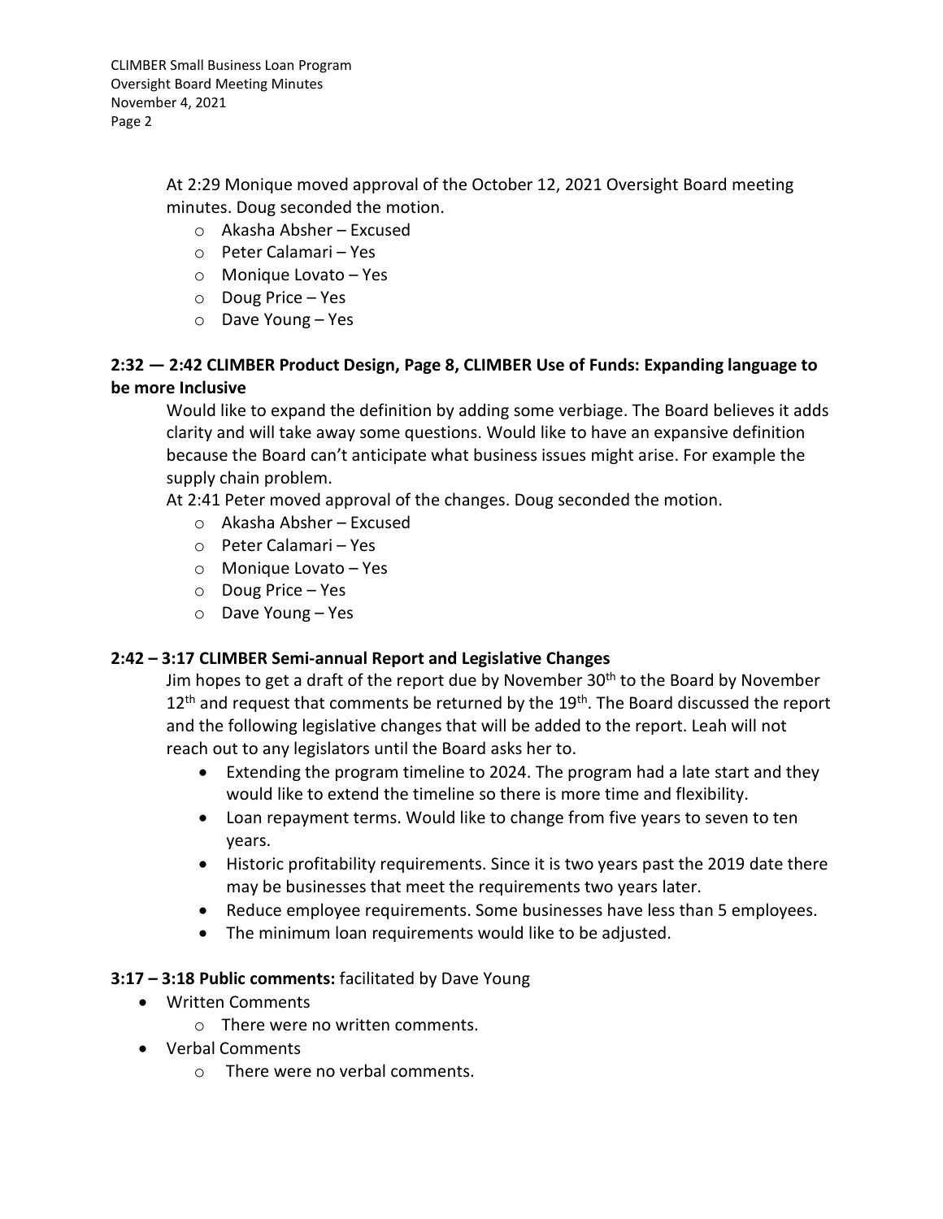At 2:29 Monique moved approval of the October 12, 2021 Oversight Board meeting minutes. Doug seconded the motion.

- Akasha Absher – Excused
- Peter Calamari – Yes
- Monique Lovato – Yes
- Doug Price – Yes
- Dave Young – Yes

**2:32 — 2:42 CLIMBER Product Design, Page 8, CLIMBER Use of Funds: Expanding language to be more Inclusive**

Would like to expand the definition by adding some verbiage. The Board believes it adds clarity and will take away some questions. Would like to have an expansive definition because the Board can't anticipate what business issues might arise. For example the supply chain problem.

At 2:41 Peter moved approval of the changes. Doug seconded the motion.

- Akasha Absher – Excused
- Peter Calamari – Yes
- Monique Lovato – Yes
- Doug Price – Yes
- Dave Young – Yes

**2:42 – 3:17 CLIMBER Semi-annual Report and Legislative Changes**

Jim hopes to get a draft of the report due by November 30th to the Board by November 12th and request that comments be returned by the 19th. The Board discussed the report and the following legislative changes that will be added to the report. Leah will not reach out to any legislators until the Board asks her to.

- Extending the program timeline to 2024. The program had a late start and they would like to extend the timeline so there is more time and flexibility.
- Loan repayment terms. Would like to change from five years to seven to ten years.
- Historic profitability requirements. Since it is two years past the 2019 date there may be businesses that meet the requirements two years later.
- Reduce employee requirements. Some businesses have less than 5 employees.
- The minimum loan requirements would like to be adjusted.

**3:17 – 3:18 Public comments:** facilitated by Dave Young

- Written Comments
  - There were no written comments.
- Verbal Comments
  - There were no verbal comments.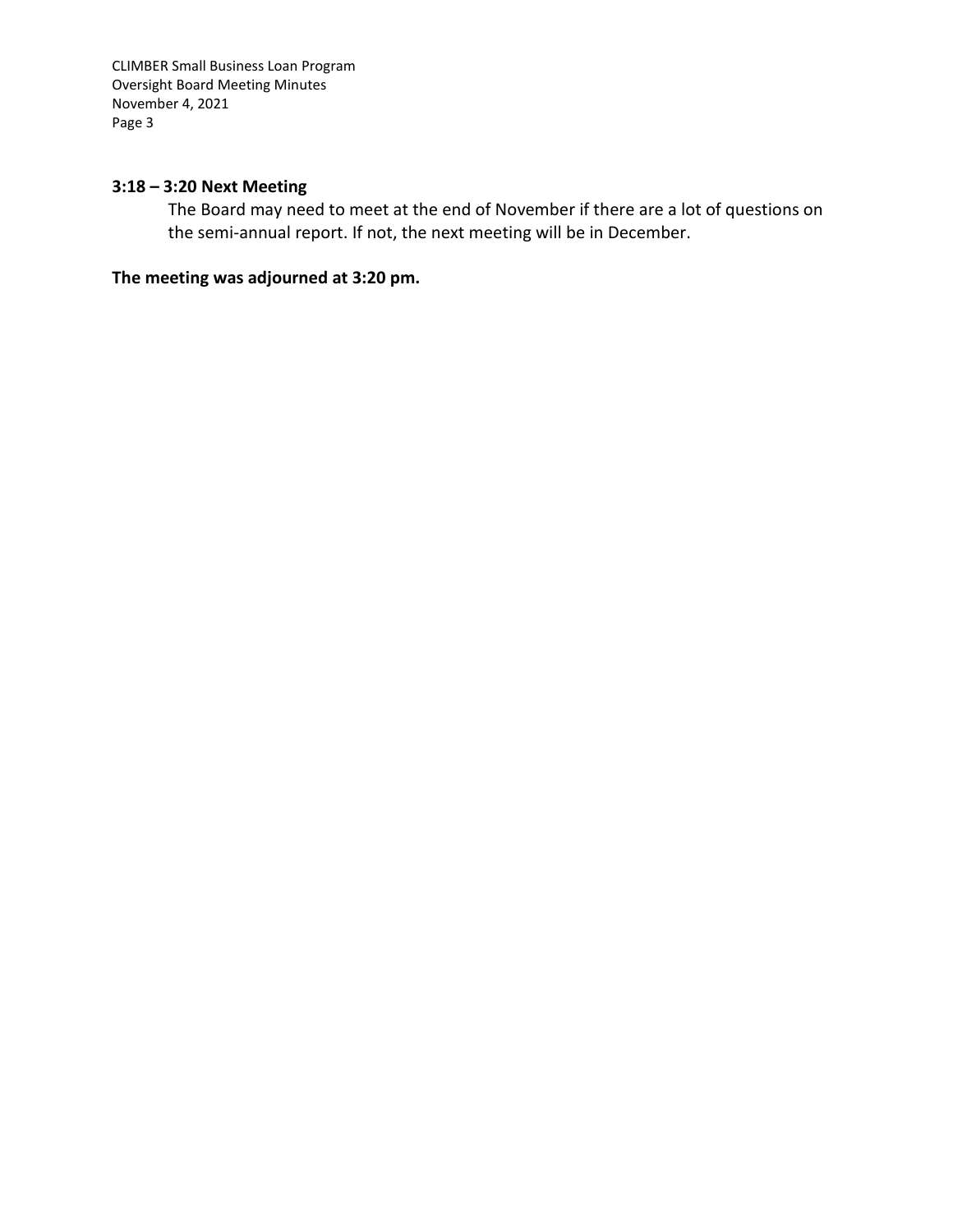**3:18 – 3:20 Next Meeting**

The Board may need to meet at the end of November if there are a lot of questions on the semi-annual report. If not, the next meeting will be in December.

**The meeting was adjourned at 3:20 pm.**